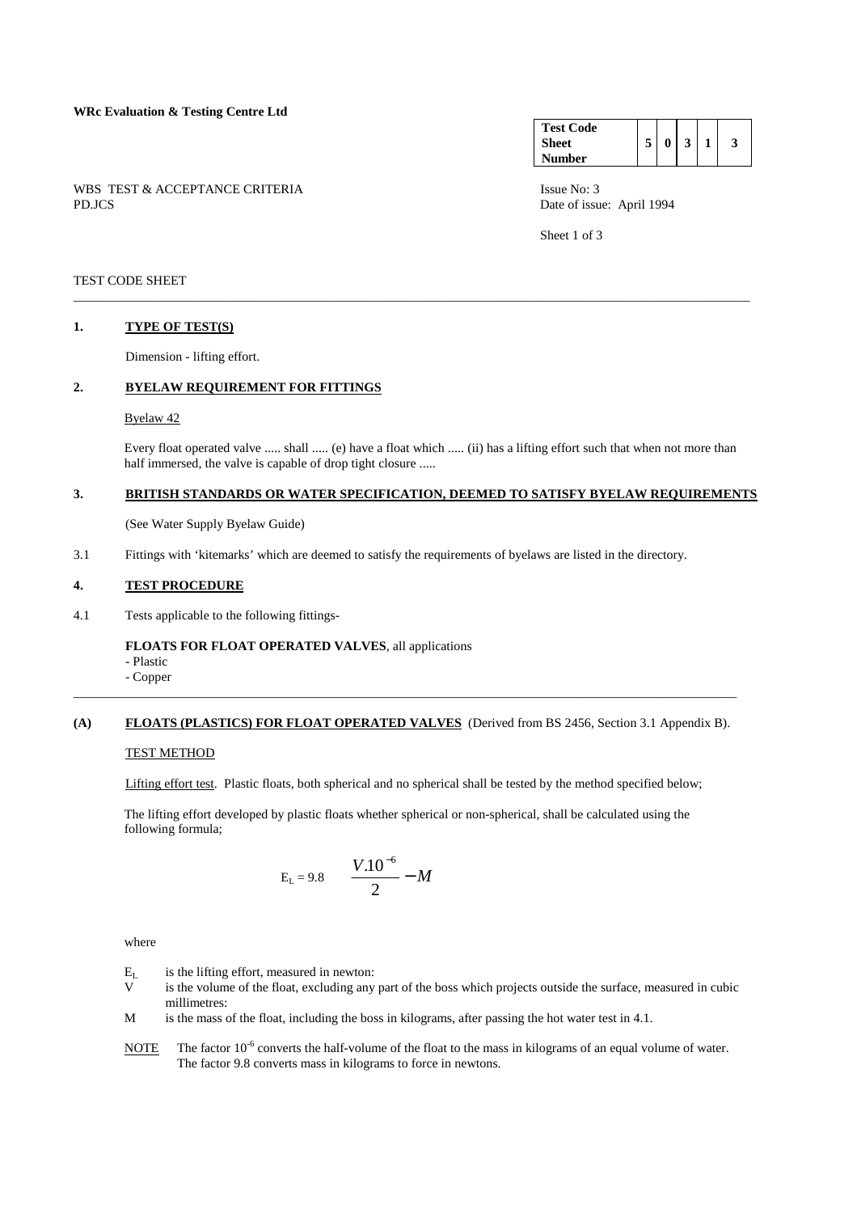**WRc Evaluation & Testing Centre Ltd**

| Test Code Sheet Number | 5 | 0 | 3 | 1 | 3 |
|---|---|---|---|---|---|

WBS TEST & ACCEPTANCE CRITERIA
PD.JCS

Issue No: 3
Date of issue: April 1994

TEST CODE SHEET

## 1. TYPE OF TEST(S)

Dimension - lifting effort.

## 2. BYELAW REQUIREMENT FOR FITTINGS

Byelaw 42

Every float operated valve ..... shall ..... (e) have a float which ..... (ii) has a lifting effort such that when not more than half immersed, the valve is capable of drop tight closure .....

## 3. BRITISH STANDARDS OR WATER SPECIFICATION, DEEMED TO SATISFY BYELAW REQUIREMENTS

(See Water Supply Byelaw Guide)

3.1 Fittings with 'kitemarks' which are deemed to satisfy the requirements of byelaws are listed in the directory.

## 4. TEST PROCEDURE

4.1 Tests applicable to the following fittings-

**FLOATS FOR FLOAT OPERATED VALVES**, all applications
- Plastic
- Copper

## (A) FLOATS (PLASTICS) FOR FLOAT OPERATED VALVES (Derived from BS 2456, Section 3.1 Appendix B).

TEST METHOD

Lifting effort test. Plastic floats, both spherical and no spherical shall be tested by the method specified below;

The lifting effort developed by plastic floats whether spherical or non-spherical, shall be calculated using the following formula;

$$E_L = 9.8 \quad \frac{V.10^{-6}}{2} - M$$

where

$E_L$ is the lifting effort, measured in newton:
V is the volume of the float, excluding any part of the boss which projects outside the surface, measured in cubic millimetres:
M is the mass of the float, including the boss in kilograms, after passing the hot water test in 4.1.

NOTE The factor $10^{-6}$ converts the half-volume of the float to the mass in kilograms of an equal volume of water. The factor 9.8 converts mass in kilograms to force in newtons.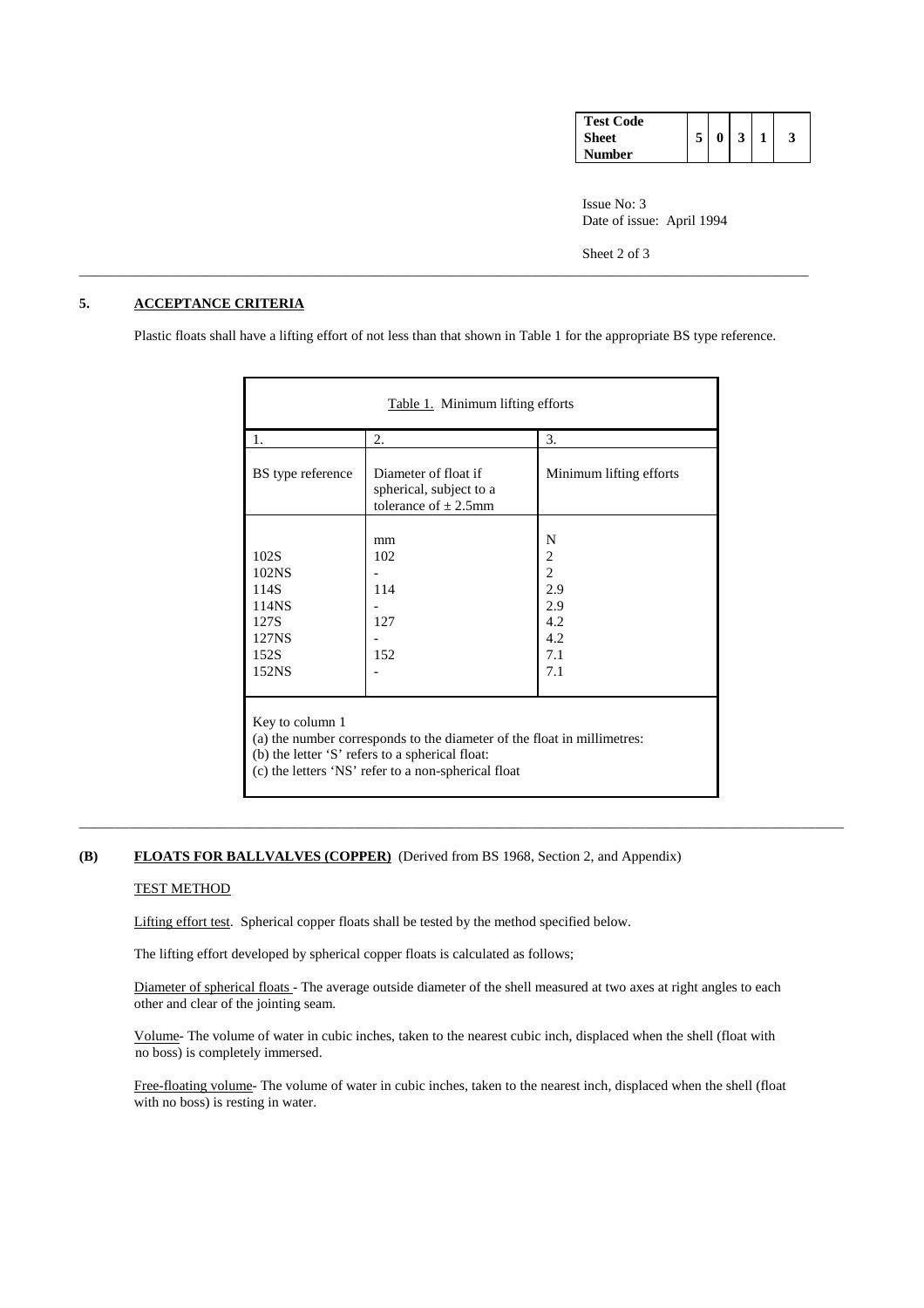## 5. ACCEPTANCE CRITERIA

Plastic floats shall have a lifting effort of not less than that shown in Table 1 for the appropriate BS type reference.

Table 1. Minimum lifting efforts

| 1. | 2. | 3. |
|---|---|---|
| BS type reference | Diameter of float if spherical, subject to a tolerance of ± 2.5mm | Minimum lifting efforts |
| | mm | N |
| 102S | 102 | 2 |
| 102NS | - | 2 |
| 114S | 114 | 2.9 |
| 114NS | - | 2.9 |
| 127S | 127 | 4.2 |
| 127NS | - | 4.2 |
| 152S | 152 | 7.1 |
| 152NS | - | 7.1 |

Key to column 1
(a) the number corresponds to the diameter of the float in millimetres:
(b) the letter 'S' refers to a spherical float:
(c) the letters 'NS' refer to a non-spherical float

---

## (B) FLOATS FOR BALLVALVES (COPPER) (Derived from BS 1968, Section 2, and Appendix)

TEST METHOD

Lifting effort test. Spherical copper floats shall be tested by the method specified below.

The lifting effort developed by spherical copper floats is calculated as follows;

Diameter of spherical floats - The average outside diameter of the shell measured at two axes at right angles to each other and clear of the jointing seam.

Volume- The volume of water in cubic inches, taken to the nearest cubic inch, displaced when the shell (float with no boss) is completely immersed.

Free-floating volume- The volume of water in cubic inches, taken to the nearest inch, displaced when the shell (float with no boss) is resting in water.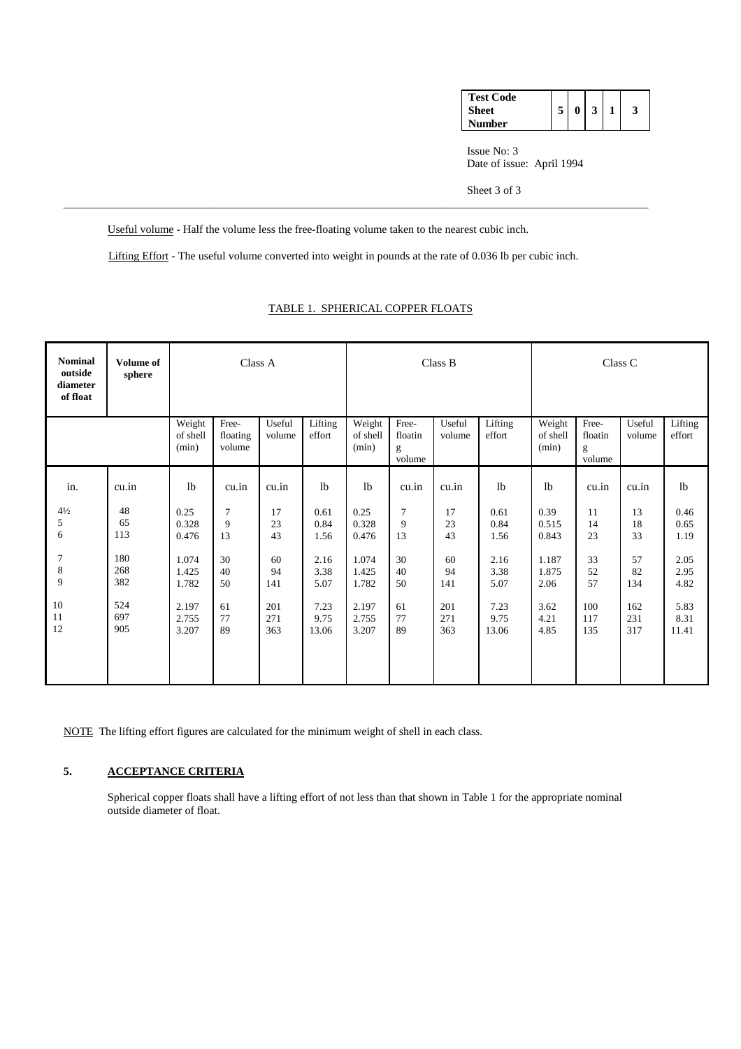Useful volume - Half the volume less the free-floating volume taken to the nearest cubic inch.

Lifting Effort - The useful volume converted into weight in pounds at the rate of 0.036 lb per cubic inch.

TABLE 1. SPHERICAL COPPER FLOATS

| Nominal outside diameter of float | Volume of sphere | Class A | | | | Class B | | | | Class C | | | |
|---|---|---|---|---|---|---|---|---|---|---|---|---|---|
| | | Weight of shell (min) | Free-floating volume | Useful volume | Lifting effort | Weight of shell (min) | Free-floating volume | Useful volume | Lifting effort | Weight of shell (min) | Free-floating volume | Useful volume | Lifting effort |
| in. | cu.in | lb | cu.in | cu.in | lb | lb | cu.in | cu.in | lb | lb | cu.in | cu.in | lb |
| 4½ | 48 | 0.25 | 7 | 17 | 0.61 | 0.25 | 7 | 17 | 0.61 | 0.39 | 11 | 13 | 0.46 |
| 5 | 65 | 0.328 | 9 | 23 | 0.84 | 0.328 | 9 | 23 | 0.84 | 0.515 | 14 | 18 | 0.65 |
| 6 | 113 | 0.476 | 13 | 43 | 1.56 | 0.476 | 13 | 43 | 1.56 | 0.843 | 23 | 33 | 1.19 |
| 7 | 180 | 1.074 | 30 | 60 | 2.16 | 1.074 | 30 | 60 | 2.16 | 1.187 | 33 | 57 | 2.05 |
| 8 | 268 | 1.425 | 40 | 94 | 3.38 | 1.425 | 40 | 94 | 3.38 | 1.875 | 52 | 82 | 2.95 |
| 9 | 382 | 1.782 | 50 | 141 | 5.07 | 1.782 | 50 | 141 | 5.07 | 2.06 | 57 | 134 | 4.82 |
| 10 | 524 | 2.197 | 61 | 201 | 7.23 | 2.197 | 61 | 201 | 7.23 | 3.62 | 100 | 162 | 5.83 |
| 11 | 697 | 2.755 | 77 | 271 | 9.75 | 2.755 | 77 | 271 | 9.75 | 4.21 | 117 | 231 | 8.31 |
| 12 | 905 | 3.207 | 89 | 363 | 13.06 | 3.207 | 89 | 363 | 13.06 | 4.85 | 135 | 317 | 11.41 |

NOTE The lifting effort figures are calculated for the minimum weight of shell in each class.

## 5. ACCEPTANCE CRITERIA

Spherical copper floats shall have a lifting effort of not less than that shown in Table 1 for the appropriate nominal outside diameter of float.